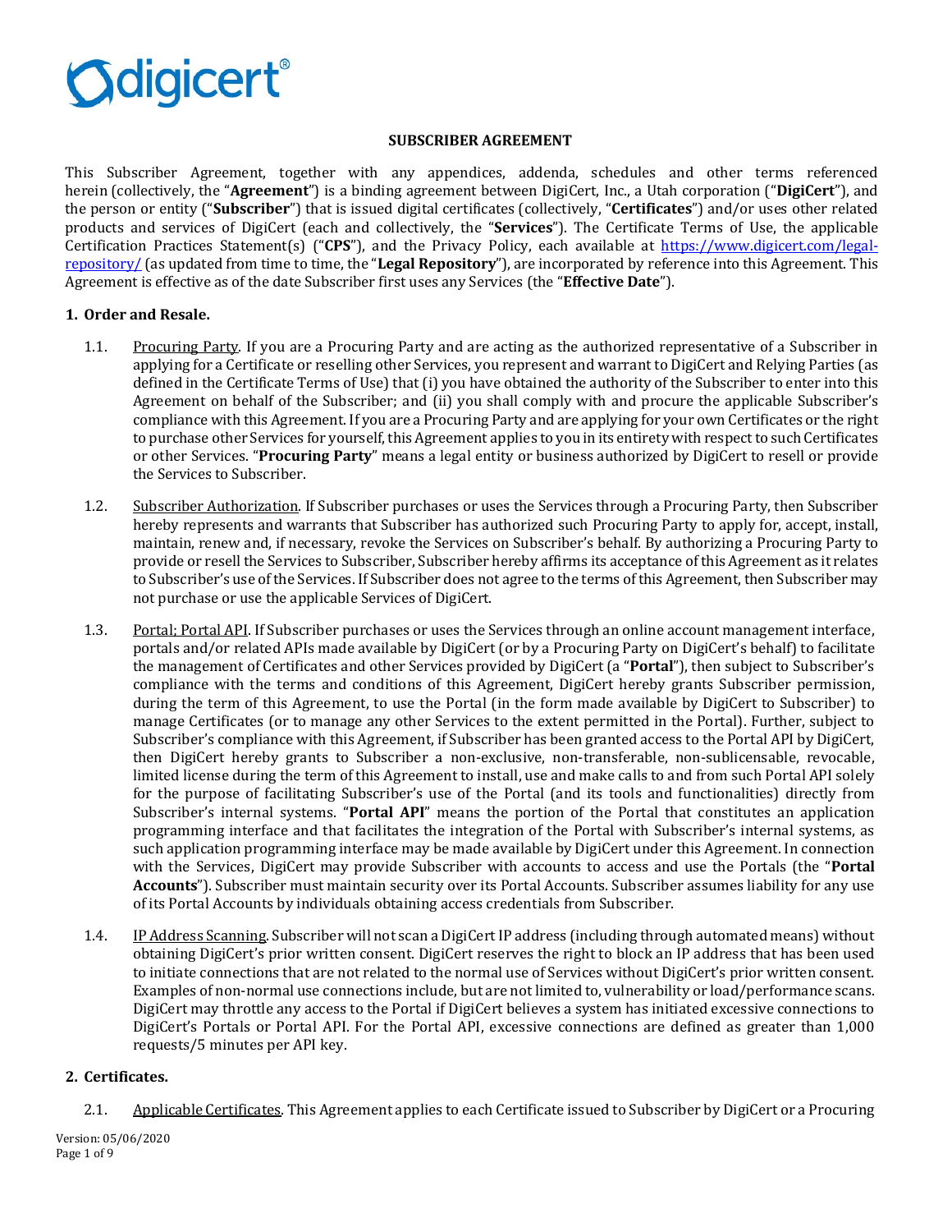digicert®

# SUBSCRIBER AGREEMENT

This Subscriber Agreement, together with any appendices, addenda, schedules and other terms referenced herein (collectively, the "**Agreement**") is a binding agreement between DigiCert, Inc., a Utah corporation ("**DigiCert**"), and the person or entity ("**Subscriber**") that is issued digital certificates (collectively, "**Certificates**") and/or uses other related products and services of DigiCert (each and collectively, the "**Services**"). The Certificate Terms of Use, the applicable Certification Practices Statement(s) ("**CPS**"), and the Privacy Policy, each available at [https://www.digicert.com/legal-repository/](https://www.digicert.com/legal-repository/) (as updated from time to time, the "**Legal Repository**"), are incorporated by reference into this Agreement. This Agreement is effective as of the date Subscriber first uses any Services (the "**Effective Date**").

## 1. Order and Resale.

1.1. Procuring Party. If you are a Procuring Party and are acting as the authorized representative of a Subscriber in applying for a Certificate or reselling other Services, you represent and warrant to DigiCert and Relying Parties (as defined in the Certificate Terms of Use) that (i) you have obtained the authority of the Subscriber to enter into this Agreement on behalf of the Subscriber; and (ii) you shall comply with and procure the applicable Subscriber's compliance with this Agreement. If you are a Procuring Party and are applying for your own Certificates or the right to purchase other Services for yourself, this Agreement applies to you in its entirety with respect to such Certificates or other Services. "**Procuring Party**" means a legal entity or business authorized by DigiCert to resell or provide the Services to Subscriber.

1.2. Subscriber Authorization. If Subscriber purchases or uses the Services through a Procuring Party, then Subscriber hereby represents and warrants that Subscriber has authorized such Procuring Party to apply for, accept, install, maintain, renew and, if necessary, revoke the Services on Subscriber's behalf. By authorizing a Procuring Party to provide or resell the Services to Subscriber, Subscriber hereby affirms its acceptance of this Agreement as it relates to Subscriber's use of the Services. If Subscriber does not agree to the terms of this Agreement, then Subscriber may not purchase or use the applicable Services of DigiCert.

1.3. Portal; Portal API. If Subscriber purchases or uses the Services through an online account management interface, portals and/or related APIs made available by DigiCert (or by a Procuring Party on DigiCert's behalf) to facilitate the management of Certificates and other Services provided by DigiCert (a "**Portal**"), then subject to Subscriber's compliance with the terms and conditions of this Agreement, DigiCert hereby grants Subscriber permission, during the term of this Agreement, to use the Portal (in the form made available by DigiCert to Subscriber) to manage Certificates (or to manage any other Services to the extent permitted in the Portal). Further, subject to Subscriber's compliance with this Agreement, if Subscriber has been granted access to the Portal API by DigiCert, then DigiCert hereby grants to Subscriber a non-exclusive, non-transferable, non-sublicensable, revocable, limited license during the term of this Agreement to install, use and make calls to and from such Portal API solely for the purpose of facilitating Subscriber's use of the Portal (and its tools and functionalities) directly from Subscriber's internal systems. "**Portal API**" means the portion of the Portal that constitutes an application programming interface and that facilitates the integration of the Portal with Subscriber's internal systems, as such application programming interface may be made available by DigiCert under this Agreement. In connection with the Services, DigiCert may provide Subscriber with accounts to access and use the Portals (the "**Portal Accounts**"). Subscriber must maintain security over its Portal Accounts. Subscriber assumes liability for any use of its Portal Accounts by individuals obtaining access credentials from Subscriber.

1.4. IP Address Scanning. Subscriber will not scan a DigiCert IP address (including through automated means) without obtaining DigiCert's prior written consent. DigiCert reserves the right to block an IP address that has been used to initiate connections that are not related to the normal use of Services without DigiCert's prior written consent. Examples of non-normal use connections include, but are not limited to, vulnerability or load/performance scans. DigiCert may throttle any access to the Portal if DigiCert believes a system has initiated excessive connections to DigiCert's Portals or Portal API. For the Portal API, excessive connections are defined as greater than 1,000 requests/5 minutes per API key.

## 2. Certificates.

2.1. Applicable Certificates. This Agreement applies to each Certificate issued to Subscriber by DigiCert or a Procuring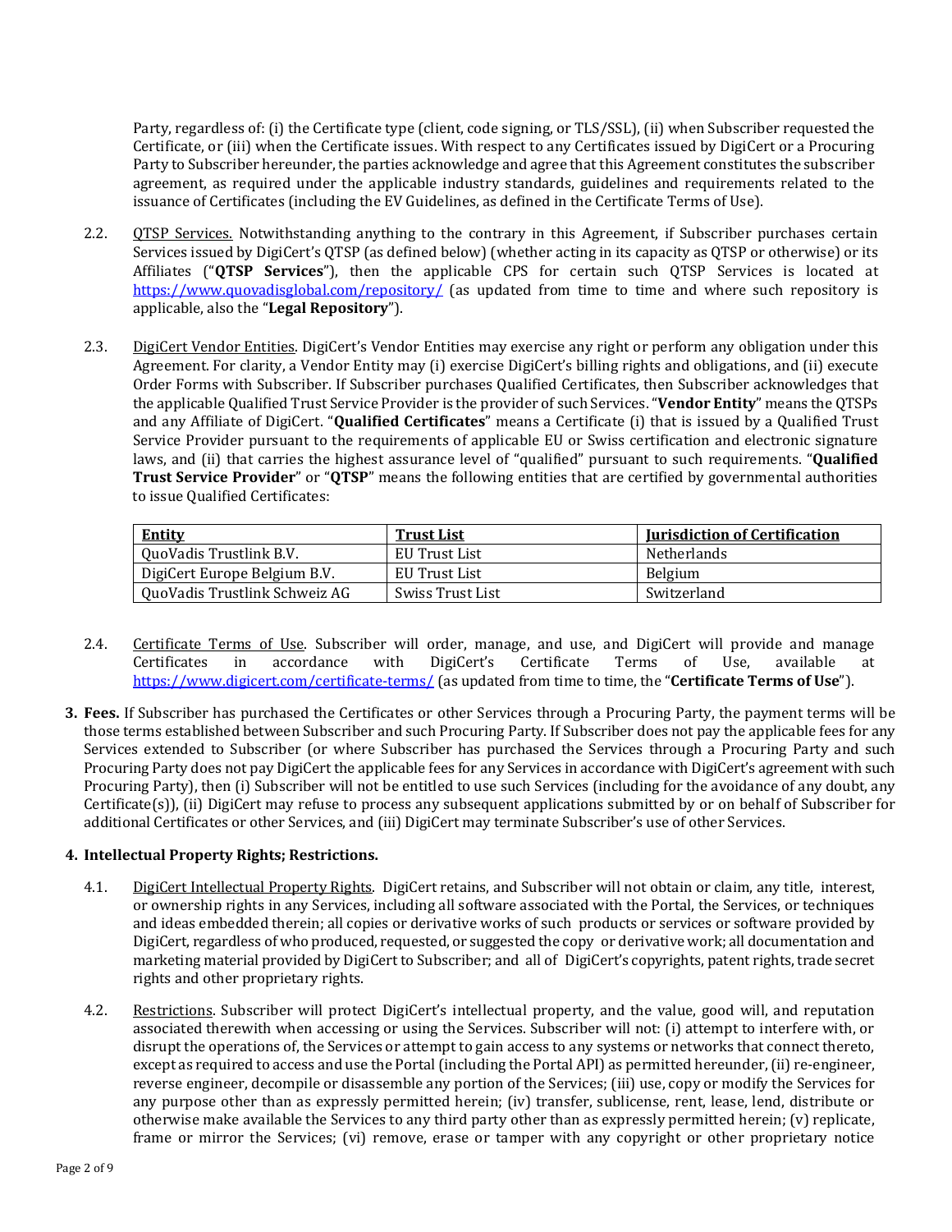Party, regardless of: (i) the Certificate type (client, code signing, or TLS/SSL), (ii) when Subscriber requested the Certificate, or (iii) when the Certificate issues. With respect to any Certificates issued by DigiCert or a Procuring Party to Subscriber hereunder, the parties acknowledge and agree that this Agreement constitutes the subscriber agreement, as required under the applicable industry standards, guidelines and requirements related to the issuance of Certificates (including the EV Guidelines, as defined in the Certificate Terms of Use).

2.2. QTSP Services. Notwithstanding anything to the contrary in this Agreement, if Subscriber purchases certain Services issued by DigiCert's QTSP (as defined below) (whether acting in its capacity as QTSP or otherwise) or its Affiliates ("**QTSP Services**"), then the applicable CPS for certain such QTSP Services is located at https://www.quovadisglobal.com/repository/ (as updated from time to time and where such repository is applicable, also the "**Legal Repository**").

2.3. DigiCert Vendor Entities. DigiCert's Vendor Entities may exercise any right or perform any obligation under this Agreement. For clarity, a Vendor Entity may (i) exercise DigiCert's billing rights and obligations, and (ii) execute Order Forms with Subscriber. If Subscriber purchases Qualified Certificates, then Subscriber acknowledges that the applicable Qualified Trust Service Provider is the provider of such Services. "**Vendor Entity**" means the QTSPs and any Affiliate of DigiCert. "**Qualified Certificates**" means a Certificate (i) that is issued by a Qualified Trust Service Provider pursuant to the requirements of applicable EU or Swiss certification and electronic signature laws, and (ii) that carries the highest assurance level of "qualified" pursuant to such requirements. "**Qualified Trust Service Provider**" or "**QTSP**" means the following entities that are certified by governmental authorities to issue Qualified Certificates:

| Entity | Trust List | Jurisdiction of Certification |
|---|---|---|
| QuoVadis Trustlink B.V. | EU Trust List | Netherlands |
| DigiCert Europe Belgium B.V. | EU Trust List | Belgium |
| QuoVadis Trustlink Schweiz AG | Swiss Trust List | Switzerland |

2.4. Certificate Terms of Use. Subscriber will order, manage, and use, and DigiCert will provide and manage Certificates in accordance with DigiCert's Certificate Terms of Use, available at https://www.digicert.com/certificate-terms/ (as updated from time to time, the "**Certificate Terms of Use**").

**3. Fees.** If Subscriber has purchased the Certificates or other Services through a Procuring Party, the payment terms will be those terms established between Subscriber and such Procuring Party. If Subscriber does not pay the applicable fees for any Services extended to Subscriber (or where Subscriber has purchased the Services through a Procuring Party and such Procuring Party does not pay DigiCert the applicable fees for any Services in accordance with DigiCert's agreement with such Procuring Party), then (i) Subscriber will not be entitled to use such Services (including for the avoidance of any doubt, any Certificate(s)), (ii) DigiCert may refuse to process any subsequent applications submitted by or on behalf of Subscriber for additional Certificates or other Services, and (iii) DigiCert may terminate Subscriber's use of other Services.

**4. Intellectual Property Rights; Restrictions.**

4.1. DigiCert Intellectual Property Rights. DigiCert retains, and Subscriber will not obtain or claim, any title, interest, or ownership rights in any Services, including all software associated with the Portal, the Services, or techniques and ideas embedded therein; all copies or derivative works of such products or services or software provided by DigiCert, regardless of who produced, requested, or suggested the copy or derivative work; all documentation and marketing material provided by DigiCert to Subscriber; and all of DigiCert's copyrights, patent rights, trade secret rights and other proprietary rights.

4.2. Restrictions. Subscriber will protect DigiCert's intellectual property, and the value, good will, and reputation associated therewith when accessing or using the Services. Subscriber will not: (i) attempt to interfere with, or disrupt the operations of, the Services or attempt to gain access to any systems or networks that connect thereto, except as required to access and use the Portal (including the Portal API) as permitted hereunder, (ii) re-engineer, reverse engineer, decompile or disassemble any portion of the Services; (iii) use, copy or modify the Services for any purpose other than as expressly permitted herein; (iv) transfer, sublicense, rent, lease, lend, distribute or otherwise make available the Services to any third party other than as expressly permitted herein; (v) replicate, frame or mirror the Services; (vi) remove, erase or tamper with any copyright or other proprietary notice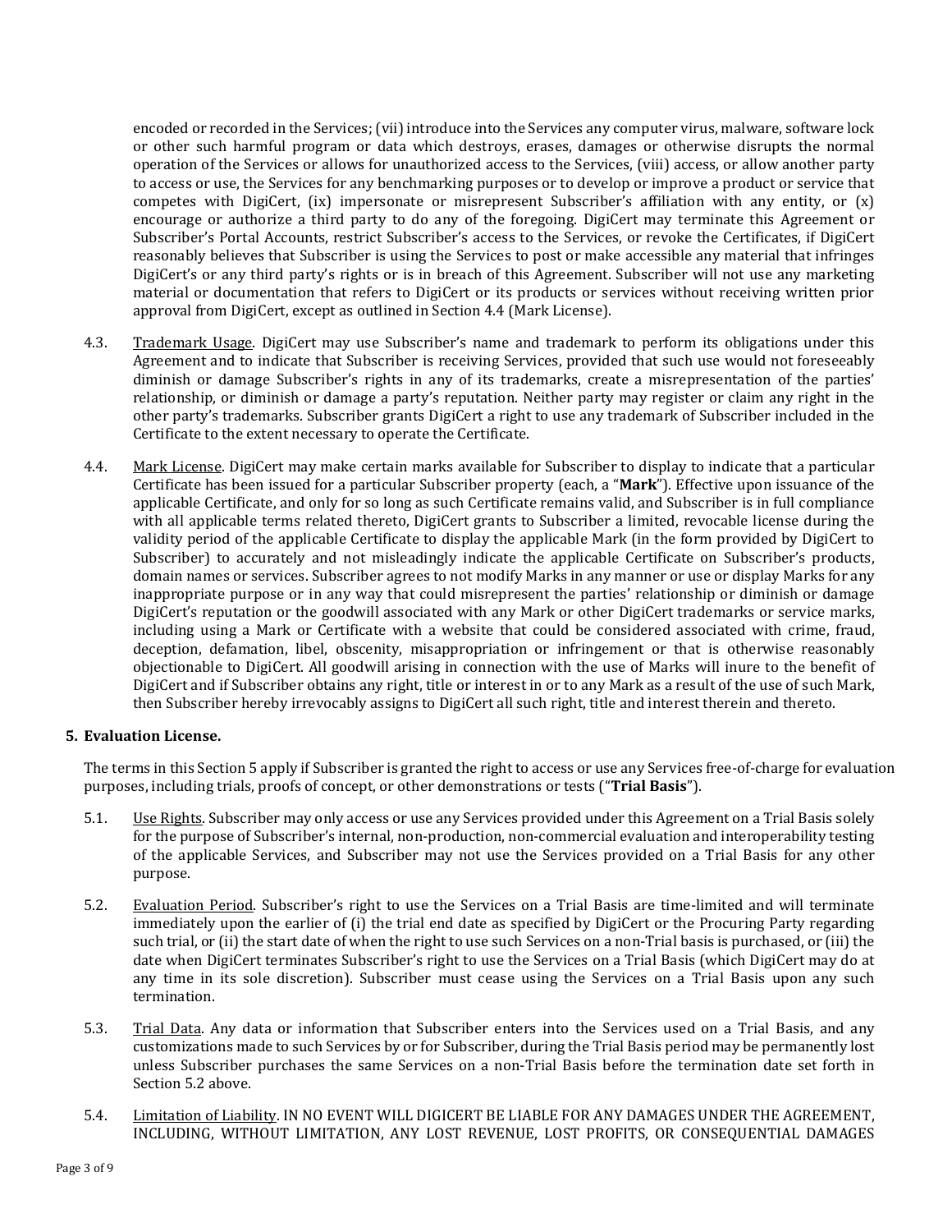encoded or recorded in the Services; (vii) introduce into the Services any computer virus, malware, software lock or other such harmful program or data which destroys, erases, damages or otherwise disrupts the normal operation of the Services or allows for unauthorized access to the Services, (viii) access, or allow another party to access or use, the Services for any benchmarking purposes or to develop or improve a product or service that competes with DigiCert, (ix) impersonate or misrepresent Subscriber's affiliation with any entity, or (x) encourage or authorize a third party to do any of the foregoing. DigiCert may terminate this Agreement or Subscriber's Portal Accounts, restrict Subscriber's access to the Services, or revoke the Certificates, if DigiCert reasonably believes that Subscriber is using the Services to post or make accessible any material that infringes DigiCert's or any third party's rights or is in breach of this Agreement. Subscriber will not use any marketing material or documentation that refers to DigiCert or its products or services without receiving written prior approval from DigiCert, except as outlined in Section 4.4 (Mark License).

4.3. Trademark Usage. DigiCert may use Subscriber's name and trademark to perform its obligations under this Agreement and to indicate that Subscriber is receiving Services, provided that such use would not foreseeably diminish or damage Subscriber's rights in any of its trademarks, create a misrepresentation of the parties' relationship, or diminish or damage a party's reputation. Neither party may register or claim any right in the other party's trademarks. Subscriber grants DigiCert a right to use any trademark of Subscriber included in the Certificate to the extent necessary to operate the Certificate.

4.4. Mark License. DigiCert may make certain marks available for Subscriber to display to indicate that a particular Certificate has been issued for a particular Subscriber property (each, a "**Mark**"). Effective upon issuance of the applicable Certificate, and only for so long as such Certificate remains valid, and Subscriber is in full compliance with all applicable terms related thereto, DigiCert grants to Subscriber a limited, revocable license during the validity period of the applicable Certificate to display the applicable Mark (in the form provided by DigiCert to Subscriber) to accurately and not misleadingly indicate the applicable Certificate on Subscriber's products, domain names or services. Subscriber agrees to not modify Marks in any manner or use or display Marks for any inappropriate purpose or in any way that could misrepresent the parties' relationship or diminish or damage DigiCert's reputation or the goodwill associated with any Mark or other DigiCert trademarks or service marks, including using a Mark or Certificate with a website that could be considered associated with crime, fraud, deception, defamation, libel, obscenity, misappropriation or infringement or that is otherwise reasonably objectionable to DigiCert. All goodwill arising in connection with the use of Marks will inure to the benefit of DigiCert and if Subscriber obtains any right, title or interest in or to any Mark as a result of the use of such Mark, then Subscriber hereby irrevocably assigns to DigiCert all such right, title and interest therein and thereto.

## 5. Evaluation License.

The terms in this Section 5 apply if Subscriber is granted the right to access or use any Services free-of-charge for evaluation purposes, including trials, proofs of concept, or other demonstrations or tests ("**Trial Basis**").

5.1. Use Rights. Subscriber may only access or use any Services provided under this Agreement on a Trial Basis solely for the purpose of Subscriber's internal, non-production, non-commercial evaluation and interoperability testing of the applicable Services, and Subscriber may not use the Services provided on a Trial Basis for any other purpose.

5.2. Evaluation Period. Subscriber's right to use the Services on a Trial Basis are time-limited and will terminate immediately upon the earlier of (i) the trial end date as specified by DigiCert or the Procuring Party regarding such trial, or (ii) the start date of when the right to use such Services on a non-Trial basis is purchased, or (iii) the date when DigiCert terminates Subscriber's right to use the Services on a Trial Basis (which DigiCert may do at any time in its sole discretion). Subscriber must cease using the Services on a Trial Basis upon any such termination.

5.3. Trial Data. Any data or information that Subscriber enters into the Services used on a Trial Basis, and any customizations made to such Services by or for Subscriber, during the Trial Basis period may be permanently lost unless Subscriber purchases the same Services on a non-Trial Basis before the termination date set forth in Section 5.2 above.

5.4. Limitation of Liability. IN NO EVENT WILL DIGICERT BE LIABLE FOR ANY DAMAGES UNDER THE AGREEMENT, INCLUDING, WITHOUT LIMITATION, ANY LOST REVENUE, LOST PROFITS, OR CONSEQUENTIAL DAMAGES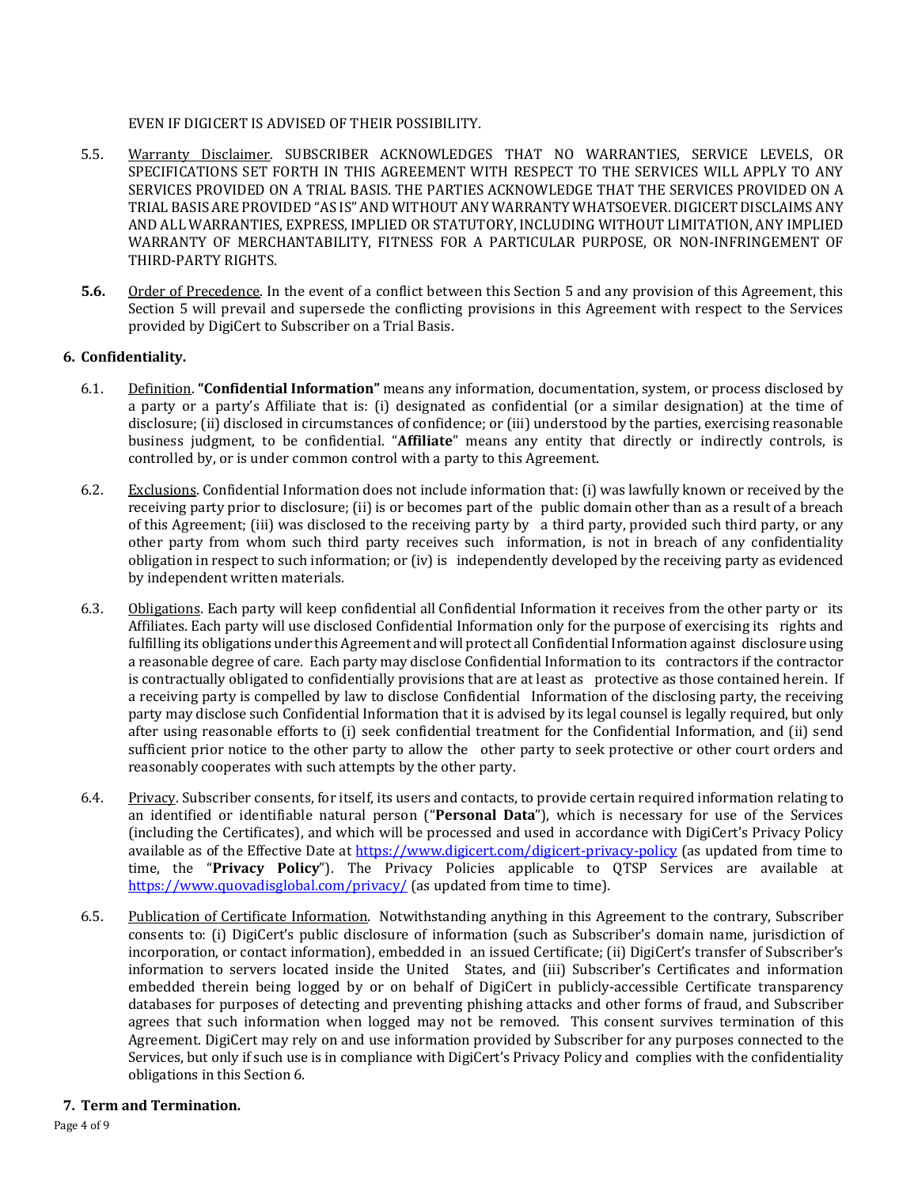EVEN IF DIGICERT IS ADVISED OF THEIR POSSIBILITY.

5.5. Warranty Disclaimer. SUBSCRIBER ACKNOWLEDGES THAT NO WARRANTIES, SERVICE LEVELS, OR SPECIFICATIONS SET FORTH IN THIS AGREEMENT WITH RESPECT TO THE SERVICES WILL APPLY TO ANY SERVICES PROVIDED ON A TRIAL BASIS. THE PARTIES ACKNOWLEDGE THAT THE SERVICES PROVIDED ON A TRIAL BASIS ARE PROVIDED "AS IS" AND WITHOUT ANY WARRANTY WHATSOEVER. DIGICERT DISCLAIMS ANY AND ALL WARRANTIES, EXPRESS, IMPLIED OR STATUTORY, INCLUDING WITHOUT LIMITATION, ANY IMPLIED WARRANTY OF MERCHANTABILITY, FITNESS FOR A PARTICULAR PURPOSE, OR NON-INFRINGEMENT OF THIRD-PARTY RIGHTS.

**5.6.** Order of Precedence. In the event of a conflict between this Section 5 and any provision of this Agreement, this Section 5 will prevail and supersede the conflicting provisions in this Agreement with respect to the Services provided by DigiCert to Subscriber on a Trial Basis.

## 6. Confidentiality.

6.1. Definition. **"Confidential Information"** means any information, documentation, system, or process disclosed by a party or a party's Affiliate that is: (i) designated as confidential (or a similar designation) at the time of disclosure; (ii) disclosed in circumstances of confidence; or (iii) understood by the parties, exercising reasonable business judgment, to be confidential. "**Affiliate**" means any entity that directly or indirectly controls, is controlled by, or is under common control with a party to this Agreement.

6.2. Exclusions. Confidential Information does not include information that: (i) was lawfully known or received by the receiving party prior to disclosure; (ii) is or becomes part of the public domain other than as a result of a breach of this Agreement; (iii) was disclosed to the receiving party by a third party, provided such third party, or any other party from whom such third party receives such information, is not in breach of any confidentiality obligation in respect to such information; or (iv) is independently developed by the receiving party as evidenced by independent written materials.

6.3. Obligations. Each party will keep confidential all Confidential Information it receives from the other party or its Affiliates. Each party will use disclosed Confidential Information only for the purpose of exercising its rights and fulfilling its obligations under this Agreement and will protect all Confidential Information against disclosure using a reasonable degree of care. Each party may disclose Confidential Information to its contractors if the contractor is contractually obligated to confidentially provisions that are at least as protective as those contained herein. If a receiving party is compelled by law to disclose Confidential Information of the disclosing party, the receiving party may disclose such Confidential Information that it is advised by its legal counsel is legally required, but only after using reasonable efforts to (i) seek confidential treatment for the Confidential Information, and (ii) send sufficient prior notice to the other party to allow the other party to seek protective or other court orders and reasonably cooperates with such attempts by the other party.

6.4. Privacy. Subscriber consents, for itself, its users and contacts, to provide certain required information relating to an identified or identifiable natural person ("**Personal Data**"), which is necessary for use of the Services (including the Certificates), and which will be processed and used in accordance with DigiCert's Privacy Policy available as of the Effective Date at https://www.digicert.com/digicert-privacy-policy (as updated from time to time, the "**Privacy Policy**"). The Privacy Policies applicable to QTSP Services are available at https://www.quovadisglobal.com/privacy/ (as updated from time to time).

6.5. Publication of Certificate Information. Notwithstanding anything in this Agreement to the contrary, Subscriber consents to: (i) DigiCert's public disclosure of information (such as Subscriber's domain name, jurisdiction of incorporation, or contact information), embedded in an issued Certificate; (ii) DigiCert's transfer of Subscriber's information to servers located inside the United States, and (iii) Subscriber's Certificates and information embedded therein being logged by or on behalf of DigiCert in publicly-accessible Certificate transparency databases for purposes of detecting and preventing phishing attacks and other forms of fraud, and Subscriber agrees that such information when logged may not be removed. This consent survives termination of this Agreement. DigiCert may rely on and use information provided by Subscriber for any purposes connected to the Services, but only if such use is in compliance with DigiCert's Privacy Policy and complies with the confidentiality obligations in this Section 6.

## 7. Term and Termination.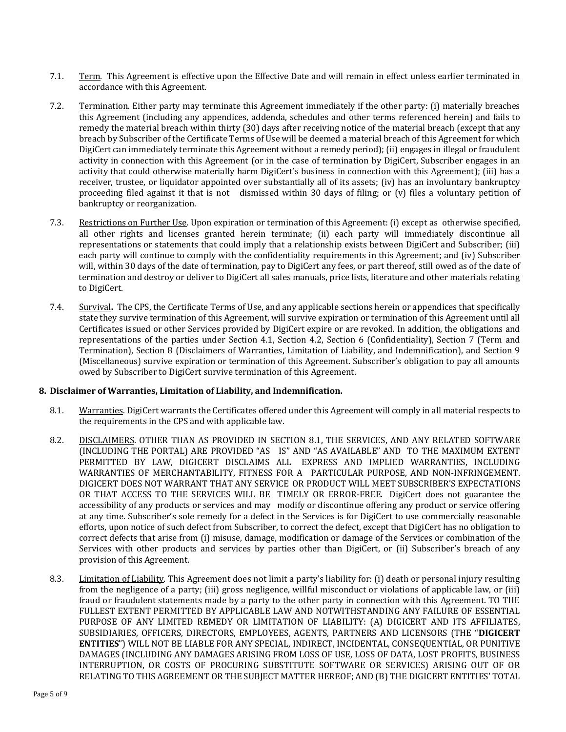7.1. Term. This Agreement is effective upon the Effective Date and will remain in effect unless earlier terminated in accordance with this Agreement.

7.2. Termination. Either party may terminate this Agreement immediately if the other party: (i) materially breaches this Agreement (including any appendices, addenda, schedules and other terms referenced herein) and fails to remedy the material breach within thirty (30) days after receiving notice of the material breach (except that any breach by Subscriber of the Certificate Terms of Use will be deemed a material breach of this Agreement for which DigiCert can immediately terminate this Agreement without a remedy period); (ii) engages in illegal or fraudulent activity in connection with this Agreement (or in the case of termination by DigiCert, Subscriber engages in an activity that could otherwise materially harm DigiCert's business in connection with this Agreement); (iii) has a receiver, trustee, or liquidator appointed over substantially all of its assets; (iv) has an involuntary bankruptcy proceeding filed against it that is not dismissed within 30 days of filing; or (v) files a voluntary petition of bankruptcy or reorganization.

7.3. Restrictions on Further Use. Upon expiration or termination of this Agreement: (i) except as otherwise specified, all other rights and licenses granted herein terminate; (ii) each party will immediately discontinue all representations or statements that could imply that a relationship exists between DigiCert and Subscriber; (iii) each party will continue to comply with the confidentiality requirements in this Agreement; and (iv) Subscriber will, within 30 days of the date of termination, pay to DigiCert any fees, or part thereof, still owed as of the date of termination and destroy or deliver to DigiCert all sales manuals, price lists, literature and other materials relating to DigiCert.

7.4. Survival**.** The CPS, the Certificate Terms of Use, and any applicable sections herein or appendices that specifically state they survive termination of this Agreement, will survive expiration or termination of this Agreement until all Certificates issued or other Services provided by DigiCert expire or are revoked. In addition, the obligations and representations of the parties under Section 4.1, Section 4.2, Section 6 (Confidentiality), Section 7 (Term and Termination), Section 8 (Disclaimers of Warranties, Limitation of Liability, and Indemnification), and Section 9 (Miscellaneous) survive expiration or termination of this Agreement. Subscriber's obligation to pay all amounts owed by Subscriber to DigiCert survive termination of this Agreement.

**8. Disclaimer of Warranties, Limitation of Liability, and Indemnification.**

8.1. Warranties. DigiCert warrants the Certificates offered under this Agreement will comply in all material respects to the requirements in the CPS and with applicable law.

8.2. DISCLAIMERS. OTHER THAN AS PROVIDED IN SECTION 8.1, THE SERVICES, AND ANY RELATED SOFTWARE (INCLUDING THE PORTAL) ARE PROVIDED "AS IS" AND "AS AVAILABLE" AND TO THE MAXIMUM EXTENT PERMITTED BY LAW, DIGICERT DISCLAIMS ALL EXPRESS AND IMPLIED WARRANTIES, INCLUDING WARRANTIES OF MERCHANTABILITY, FITNESS FOR A PARTICULAR PURPOSE, AND NON-INFRINGEMENT. DIGICERT DOES NOT WARRANT THAT ANY SERVICE OR PRODUCT WILL MEET SUBSCRIBER'S EXPECTATIONS OR THAT ACCESS TO THE SERVICES WILL BE TIMELY OR ERROR-FREE. DigiCert does not guarantee the accessibility of any products or services and may modify or discontinue offering any product or service offering at any time. Subscriber's sole remedy for a defect in the Services is for DigiCert to use commercially reasonable efforts, upon notice of such defect from Subscriber, to correct the defect, except that DigiCert has no obligation to correct defects that arise from (i) misuse, damage, modification or damage of the Services or combination of the Services with other products and services by parties other than DigiCert, or (ii) Subscriber's breach of any provision of this Agreement.

8.3. Limitation of Liability. This Agreement does not limit a party's liability for: (i) death or personal injury resulting from the negligence of a party; (iii) gross negligence, willful misconduct or violations of applicable law, or (iii) fraud or fraudulent statements made by a party to the other party in connection with this Agreement. TO THE FULLEST EXTENT PERMITTED BY APPLICABLE LAW AND NOTWITHSTANDING ANY FAILURE OF ESSENTIAL PURPOSE OF ANY LIMITED REMEDY OR LIMITATION OF LIABILITY: (A) DIGICERT AND ITS AFFILIATES, SUBSIDIARIES, OFFICERS, DIRECTORS, EMPLOYEES, AGENTS, PARTNERS AND LICENSORS (THE "**DIGICERT ENTITIES**") WILL NOT BE LIABLE FOR ANY SPECIAL, INDIRECT, INCIDENTAL, CONSEQUENTIAL, OR PUNITIVE DAMAGES (INCLUDING ANY DAMAGES ARISING FROM LOSS OF USE, LOSS OF DATA, LOST PROFITS, BUSINESS INTERRUPTION, OR COSTS OF PROCURING SUBSTITUTE SOFTWARE OR SERVICES) ARISING OUT OF OR RELATING TO THIS AGREEMENT OR THE SUBJECT MATTER HEREOF; AND (B) THE DIGICERT ENTITIES' TOTAL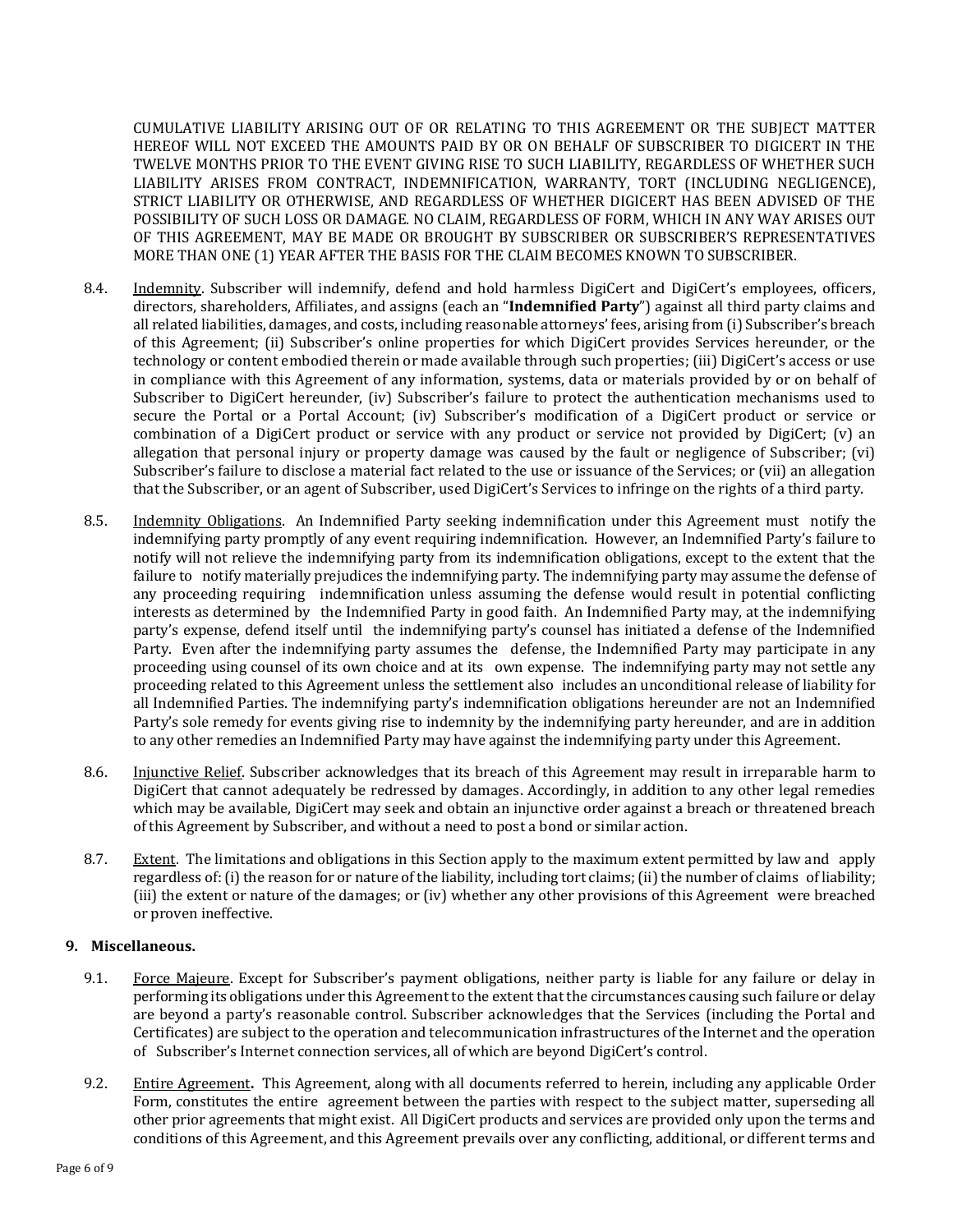CUMULATIVE LIABILITY ARISING OUT OF OR RELATING TO THIS AGREEMENT OR THE SUBJECT MATTER HEREOF WILL NOT EXCEED THE AMOUNTS PAID BY OR ON BEHALF OF SUBSCRIBER TO DIGICERT IN THE TWELVE MONTHS PRIOR TO THE EVENT GIVING RISE TO SUCH LIABILITY, REGARDLESS OF WHETHER SUCH LIABILITY ARISES FROM CONTRACT, INDEMNIFICATION, WARRANTY, TORT (INCLUDING NEGLIGENCE), STRICT LIABILITY OR OTHERWISE, AND REGARDLESS OF WHETHER DIGICERT HAS BEEN ADVISED OF THE POSSIBILITY OF SUCH LOSS OR DAMAGE. NO CLAIM, REGARDLESS OF FORM, WHICH IN ANY WAY ARISES OUT OF THIS AGREEMENT, MAY BE MADE OR BROUGHT BY SUBSCRIBER OR SUBSCRIBER'S REPRESENTATIVES MORE THAN ONE (1) YEAR AFTER THE BASIS FOR THE CLAIM BECOMES KNOWN TO SUBSCRIBER.

8.4. Indemnity. Subscriber will indemnify, defend and hold harmless DigiCert and DigiCert's employees, officers, directors, shareholders, Affiliates, and assigns (each an "**Indemnified Party**") against all third party claims and all related liabilities, damages, and costs, including reasonable attorneys' fees, arising from (i) Subscriber's breach of this Agreement; (ii) Subscriber's online properties for which DigiCert provides Services hereunder, or the technology or content embodied therein or made available through such properties; (iii) DigiCert's access or use in compliance with this Agreement of any information, systems, data or materials provided by or on behalf of Subscriber to DigiCert hereunder, (iv) Subscriber's failure to protect the authentication mechanisms used to secure the Portal or a Portal Account; (iv) Subscriber's modification of a DigiCert product or service or combination of a DigiCert product or service with any product or service not provided by DigiCert; (v) an allegation that personal injury or property damage was caused by the fault or negligence of Subscriber; (vi) Subscriber's failure to disclose a material fact related to the use or issuance of the Services; or (vii) an allegation that the Subscriber, or an agent of Subscriber, used DigiCert's Services to infringe on the rights of a third party.

8.5. Indemnity Obligations. An Indemnified Party seeking indemnification under this Agreement must notify the indemnifying party promptly of any event requiring indemnification. However, an Indemnified Party's failure to notify will not relieve the indemnifying party from its indemnification obligations, except to the extent that the failure to notify materially prejudices the indemnifying party. The indemnifying party may assume the defense of any proceeding requiring indemnification unless assuming the defense would result in potential conflicting interests as determined by the Indemnified Party in good faith. An Indemnified Party may, at the indemnifying party's expense, defend itself until the indemnifying party's counsel has initiated a defense of the Indemnified Party. Even after the indemnifying party assumes the defense, the Indemnified Party may participate in any proceeding using counsel of its own choice and at its own expense. The indemnifying party may not settle any proceeding related to this Agreement unless the settlement also includes an unconditional release of liability for all Indemnified Parties. The indemnifying party's indemnification obligations hereunder are not an Indemnified Party's sole remedy for events giving rise to indemnity by the indemnifying party hereunder, and are in addition to any other remedies an Indemnified Party may have against the indemnifying party under this Agreement.

8.6. Injunctive Relief. Subscriber acknowledges that its breach of this Agreement may result in irreparable harm to DigiCert that cannot adequately be redressed by damages. Accordingly, in addition to any other legal remedies which may be available, DigiCert may seek and obtain an injunctive order against a breach or threatened breach of this Agreement by Subscriber, and without a need to post a bond or similar action.

8.7. Extent. The limitations and obligations in this Section apply to the maximum extent permitted by law and apply regardless of: (i) the reason for or nature of the liability, including tort claims; (ii) the number of claims of liability; (iii) the extent or nature of the damages; or (iv) whether any other provisions of this Agreement were breached or proven ineffective.

**9. Miscellaneous.**

9.1. Force Majeure. Except for Subscriber's payment obligations, neither party is liable for any failure or delay in performing its obligations under this Agreement to the extent that the circumstances causing such failure or delay are beyond a party's reasonable control. Subscriber acknowledges that the Services (including the Portal and Certificates) are subject to the operation and telecommunication infrastructures of the Internet and the operation of Subscriber's Internet connection services, all of which are beyond DigiCert's control.

9.2. Entire Agreement**.** This Agreement, along with all documents referred to herein, including any applicable Order Form, constitutes the entire agreement between the parties with respect to the subject matter, superseding all other prior agreements that might exist. All DigiCert products and services are provided only upon the terms and conditions of this Agreement, and this Agreement prevails over any conflicting, additional, or different terms and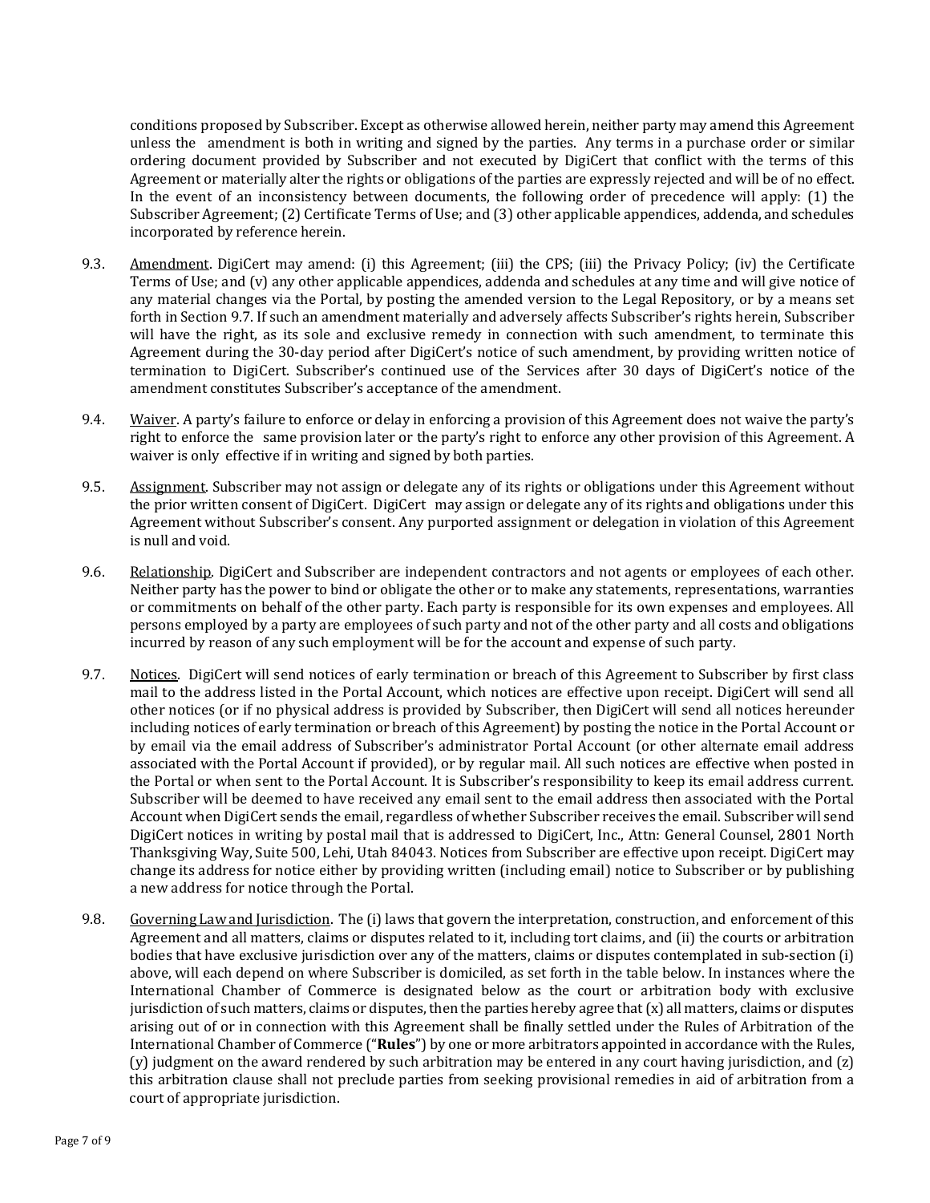conditions proposed by Subscriber. Except as otherwise allowed herein, neither party may amend this Agreement unless the amendment is both in writing and signed by the parties. Any terms in a purchase order or similar ordering document provided by Subscriber and not executed by DigiCert that conflict with the terms of this Agreement or materially alter the rights or obligations of the parties are expressly rejected and will be of no effect. In the event of an inconsistency between documents, the following order of precedence will apply: (1) the Subscriber Agreement; (2) Certificate Terms of Use; and (3) other applicable appendices, addenda, and schedules incorporated by reference herein.

9.3. Amendment. DigiCert may amend: (i) this Agreement; (iii) the CPS; (iii) the Privacy Policy; (iv) the Certificate Terms of Use; and (v) any other applicable appendices, addenda and schedules at any time and will give notice of any material changes via the Portal, by posting the amended version to the Legal Repository, or by a means set forth in Section 9.7. If such an amendment materially and adversely affects Subscriber's rights herein, Subscriber will have the right, as its sole and exclusive remedy in connection with such amendment, to terminate this Agreement during the 30-day period after DigiCert's notice of such amendment, by providing written notice of termination to DigiCert. Subscriber's continued use of the Services after 30 days of DigiCert's notice of the amendment constitutes Subscriber's acceptance of the amendment.

9.4. Waiver. A party's failure to enforce or delay in enforcing a provision of this Agreement does not waive the party's right to enforce the same provision later or the party's right to enforce any other provision of this Agreement. A waiver is only effective if in writing and signed by both parties.

9.5. Assignment. Subscriber may not assign or delegate any of its rights or obligations under this Agreement without the prior written consent of DigiCert. DigiCert may assign or delegate any of its rights and obligations under this Agreement without Subscriber's consent. Any purported assignment or delegation in violation of this Agreement is null and void.

9.6. Relationship. DigiCert and Subscriber are independent contractors and not agents or employees of each other. Neither party has the power to bind or obligate the other or to make any statements, representations, warranties or commitments on behalf of the other party. Each party is responsible for its own expenses and employees. All persons employed by a party are employees of such party and not of the other party and all costs and obligations incurred by reason of any such employment will be for the account and expense of such party.

9.7. Notices. DigiCert will send notices of early termination or breach of this Agreement to Subscriber by first class mail to the address listed in the Portal Account, which notices are effective upon receipt. DigiCert will send all other notices (or if no physical address is provided by Subscriber, then DigiCert will send all notices hereunder including notices of early termination or breach of this Agreement) by posting the notice in the Portal Account or by email via the email address of Subscriber's administrator Portal Account (or other alternate email address associated with the Portal Account if provided), or by regular mail. All such notices are effective when posted in the Portal or when sent to the Portal Account. It is Subscriber's responsibility to keep its email address current. Subscriber will be deemed to have received any email sent to the email address then associated with the Portal Account when DigiCert sends the email, regardless of whether Subscriber receives the email. Subscriber will send DigiCert notices in writing by postal mail that is addressed to DigiCert, Inc., Attn: General Counsel, 2801 North Thanksgiving Way, Suite 500, Lehi, Utah 84043. Notices from Subscriber are effective upon receipt. DigiCert may change its address for notice either by providing written (including email) notice to Subscriber or by publishing a new address for notice through the Portal.

9.8. Governing Law and Jurisdiction. The (i) laws that govern the interpretation, construction, and enforcement of this Agreement and all matters, claims or disputes related to it, including tort claims, and (ii) the courts or arbitration bodies that have exclusive jurisdiction over any of the matters, claims or disputes contemplated in sub-section (i) above, will each depend on where Subscriber is domiciled, as set forth in the table below. In instances where the International Chamber of Commerce is designated below as the court or arbitration body with exclusive jurisdiction of such matters, claims or disputes, then the parties hereby agree that (x) all matters, claims or disputes arising out of or in connection with this Agreement shall be finally settled under the Rules of Arbitration of the International Chamber of Commerce ("**Rules**") by one or more arbitrators appointed in accordance with the Rules, (y) judgment on the award rendered by such arbitration may be entered in any court having jurisdiction, and (z) this arbitration clause shall not preclude parties from seeking provisional remedies in aid of arbitration from a court of appropriate jurisdiction.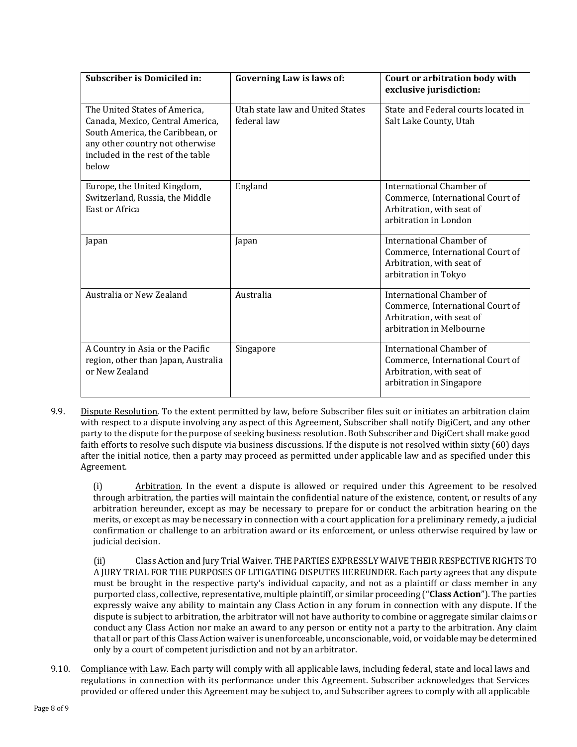| Subscriber is Domiciled in: | Governing Law is laws of: | Court or arbitration body with exclusive jurisdiction: |
|---|---|---|
| The United States of America, Canada, Mexico, Central America, South America, the Caribbean, or any other country not otherwise included in the rest of the table below | Utah state law and United States federal law | State and Federal courts located in Salt Lake County, Utah |
| Europe, the United Kingdom, Switzerland, Russia, the Middle East or Africa | England | International Chamber of Commerce, International Court of Arbitration, with seat of arbitration in London |
| Japan | Japan | International Chamber of Commerce, International Court of Arbitration, with seat of arbitration in Tokyo |
| Australia or New Zealand | Australia | International Chamber of Commerce, International Court of Arbitration, with seat of arbitration in Melbourne |
| A Country in Asia or the Pacific region, other than Japan, Australia or New Zealand | Singapore | International Chamber of Commerce, International Court of Arbitration, with seat of arbitration in Singapore |

9.9. Dispute Resolution. To the extent permitted by law, before Subscriber files suit or initiates an arbitration claim with respect to a dispute involving any aspect of this Agreement, Subscriber shall notify DigiCert, and any other party to the dispute for the purpose of seeking business resolution. Both Subscriber and DigiCert shall make good faith efforts to resolve such dispute via business discussions. If the dispute is not resolved within sixty (60) days after the initial notice, then a party may proceed as permitted under applicable law and as specified under this Agreement.

(i) Arbitration. In the event a dispute is allowed or required under this Agreement to be resolved through arbitration, the parties will maintain the confidential nature of the existence, content, or results of any arbitration hereunder, except as may be necessary to prepare for or conduct the arbitration hearing on the merits, or except as may be necessary in connection with a court application for a preliminary remedy, a judicial confirmation or challenge to an arbitration award or its enforcement, or unless otherwise required by law or judicial decision.

(ii) Class Action and Jury Trial Waiver. THE PARTIES EXPRESSLY WAIVE THEIR RESPECTIVE RIGHTS TO A JURY TRIAL FOR THE PURPOSES OF LITIGATING DISPUTES HEREUNDER. Each party agrees that any dispute must be brought in the respective party's individual capacity, and not as a plaintiff or class member in any purported class, collective, representative, multiple plaintiff, or similar proceeding ("**Class Action**"). The parties expressly waive any ability to maintain any Class Action in any forum in connection with any dispute. If the dispute is subject to arbitration, the arbitrator will not have authority to combine or aggregate similar claims or conduct any Class Action nor make an award to any person or entity not a party to the arbitration. Any claim that all or part of this Class Action waiver is unenforceable, unconscionable, void, or voidable may be determined only by a court of competent jurisdiction and not by an arbitrator.

9.10. Compliance with Law. Each party will comply with all applicable laws, including federal, state and local laws and regulations in connection with its performance under this Agreement. Subscriber acknowledges that Services provided or offered under this Agreement may be subject to, and Subscriber agrees to comply with all applicable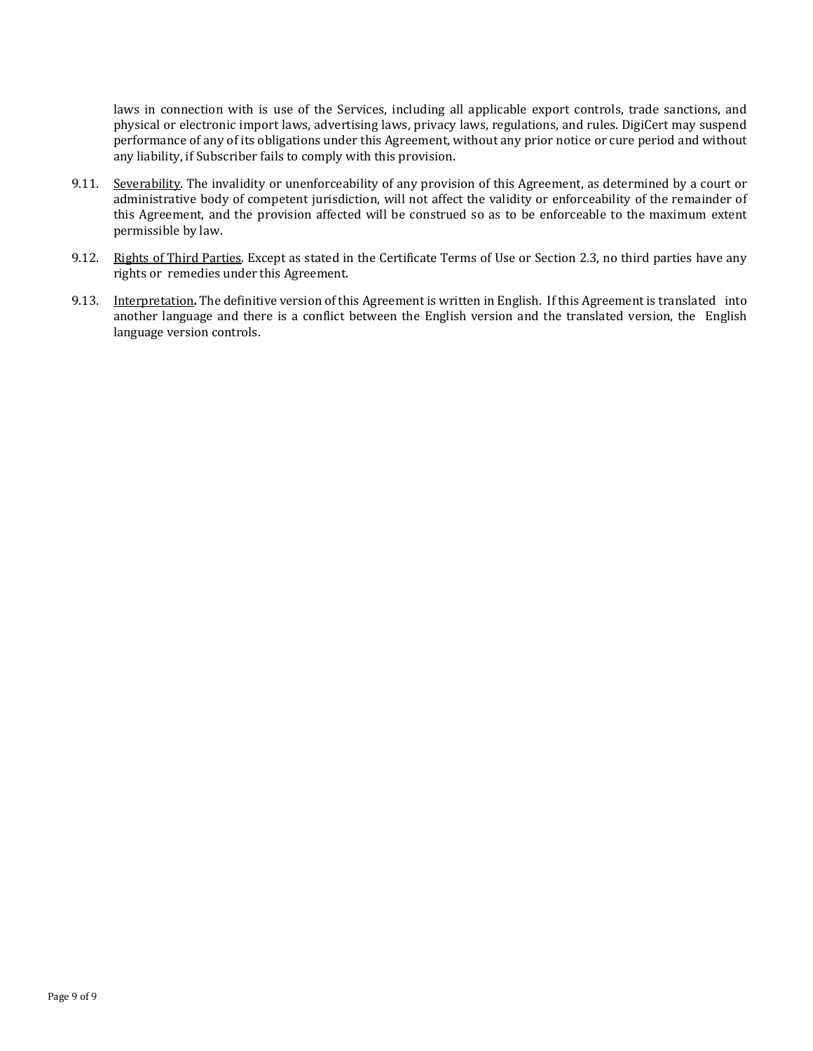laws in connection with is use of the Services, including all applicable export controls, trade sanctions, and physical or electronic import laws, advertising laws, privacy laws, regulations, and rules. DigiCert may suspend performance of any of its obligations under this Agreement, without any prior notice or cure period and without any liability, if Subscriber fails to comply with this provision.

9.11. Severability. The invalidity or unenforceability of any provision of this Agreement, as determined by a court or administrative body of competent jurisdiction, will not affect the validity or enforceability of the remainder of this Agreement, and the provision affected will be construed so as to be enforceable to the maximum extent permissible by law.

9.12. Rights of Third Parties. Except as stated in the Certificate Terms of Use or Section 2.3, no third parties have any rights or remedies under this Agreement.

9.13. Interpretation**.** The definitive version of this Agreement is written in English. If this Agreement is translated into another language and there is a conflict between the English version and the translated version, the English language version controls.